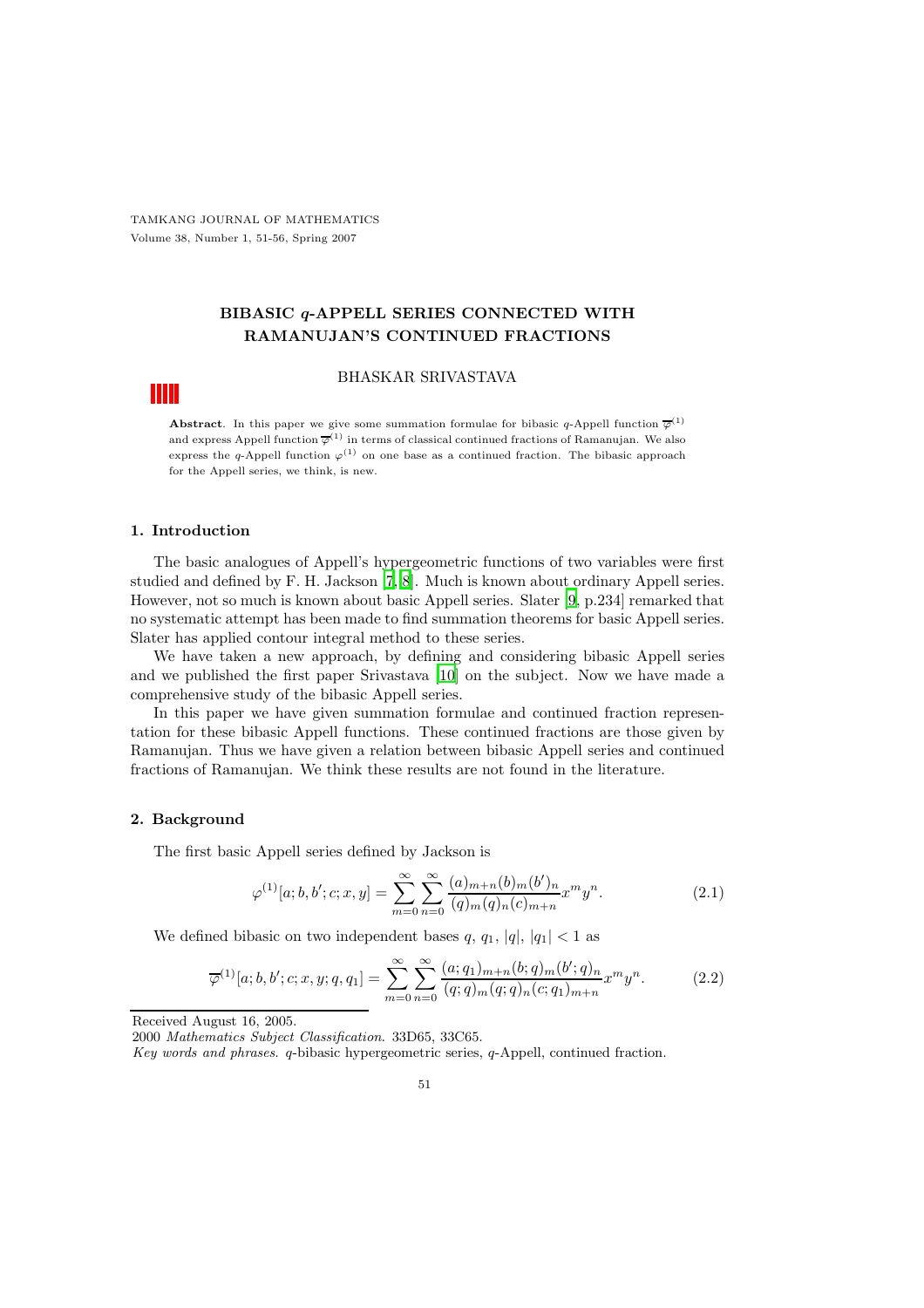# BIBASIC $q$-APPELL SERIES CONNECTED WITH RAMANUJAN'S CONTINUED FRACTIONS

BHASKAR SRIVASTAVA

**Abstract**. In this paper we give some summation formulae for bibasic $q$-Appell function $\overline{\varphi}^{(1)}$ and express Appell function $\overline{\varphi}^{(1)}$ in terms of classical continued fractions of Ramanujan. We also express the $q$-Appell function $\varphi^{(1)}$ on one base as a continued fraction. The bibasic approach for the Appell series, we think, is new.

## 1. Introduction

The basic analogues of Appell's hypergeometric functions of two variables were first studied and defined by F. H. Jackson [7, 8]. Much is known about ordinary Appell series. However, not so much is known about basic Appell series. Slater [9, p.234] remarked that no systematic attempt has been made to find summation theorems for basic Appell series. Slater has applied contour integral method to these series.

We have taken a new approach, by defining and considering bibasic Appell series and we published the first paper Srivastava [10] on the subject. Now we have made a comprehensive study of the bibasic Appell series.

In this paper we have given summation formulae and continued fraction representation for these bibasic Appell functions. These continued fractions are those given by Ramanujan. Thus we have given a relation between bibasic Appell series and continued fractions of Ramanujan. We think these results are not found in the literature.

## 2. Background

The first basic Appell series defined by Jackson is

$$\varphi^{(1)}[a;b,b';c;x,y]=\sum_{m=0}^{\infty}\sum_{n=0}^{\infty}\frac{(a)_{m+n}(b)_m(b')_n}{(q)_m(q)_n(c)_{m+n}}x^my^n. \tag{2.1}$$

We defined bibasic on two independent bases $q$, $q_1$, $|q|$, $|q_1|<1$ as

$$\overline{\varphi}^{(1)}[a;b,b';c;x,y;q,q_1]=\sum_{m=0}^{\infty}\sum_{n=0}^{\infty}\frac{(a;q_1)_{m+n}(b;q)_m(b';q)_n}{(q;q)_m(q;q)_n(c;q_1)_{m+n}}x^my^n. \tag{2.2}$$

Received August 16, 2005.

2000 *Mathematics Subject Classification*. 33D65, 33C65.

*Key words and phrases*. $q$-bibasic hypergeometric series, $q$-Appell, continued fraction.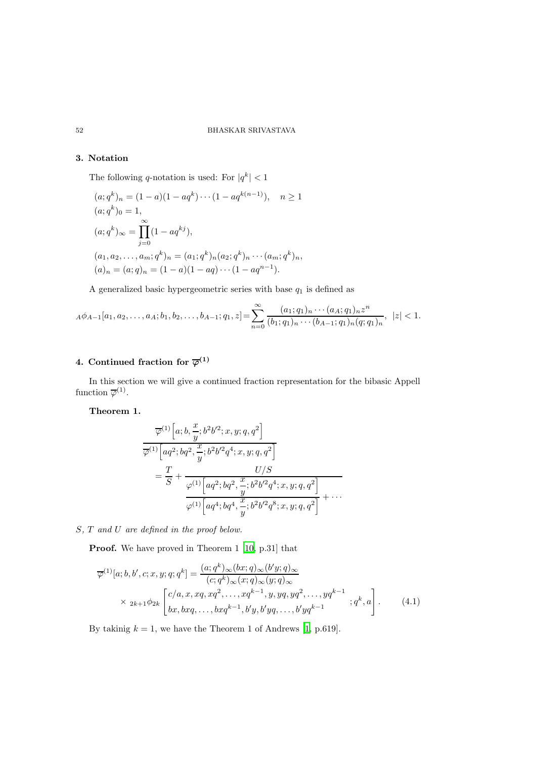### 3. Notation

The following $q$-notation is used: For $|q^k| < 1$

$$
\begin{aligned}
&(a; q^k)_n = (1-a)(1-aq^k)\cdots(1-aq^{k(n-1)}), \quad n \geq 1\\
&(a; q^k)_0 = 1,\\
&(a; q^k)_\infty = \prod_{j=0}^{\infty}(1-aq^{kj}),\\
&(a_1, a_2, \ldots, a_m; q^k)_n = (a_1; q^k)_n (a_2; q^k)_n \cdots (a_m; q^k)_n,\\
&(a)_n = (a; q)_n = (1-a)(1-aq)\cdots(1-aq^{n-1}).
\end{aligned}
$$

A generalized basic hypergeometric series with base $q_1$ is defined as

$$
{}_A\phi_{A-1}[a_1, a_2, \ldots, a_A; b_1, b_2, \ldots, b_{A-1}; q_1, z] = \sum_{n=0}^{\infty} \frac{(a_1; q_1)_n \cdots (a_A; q_1)_n z^n}{(b_1; q_1)_n \cdots (b_{A-1}; q_1)_n (q; q_1)_n}, \ \ |z| < 1.
$$

### 4. Continued fraction for $\overline{\varphi}^{(1)}$

In this section we will give a continued fraction representation for the bibasic Appell function $\overline{\varphi}^{(1)}$.

**Theorem 1.**

$$
\begin{aligned}
&\frac{\overline{\varphi}^{(1)}\Big[a; b, \dfrac{x}{y}; b^2 b'^2; x, y; q, q^2\Big]}{\overline{\varphi}^{(1)}\Big[aq^2; bq^2, \dfrac{x}{y}; b^2 b'^2 q^4; x, y; q, q^2\Big]}\\
&\quad = \frac{T}{S} + \cfrac{U/S}{\cfrac{\varphi^{(1)}\Big[aq^2; bq^2, \dfrac{x}{y}; b^2 b'^2 q^4; x, y; q, q^2\Big]}{\varphi^{(1)}\Big[aq^4; bq^4, \dfrac{x}{y}; b^2 b'^2 q^8; x, y; q, q^2\Big]} + \cdots}
\end{aligned}
$$

*$S$, $T$ and $U$ are defined in the proof below.*

**Proof.** We have proved in Theorem 1 [10, p.31] that

$$
\begin{aligned}
\overline{\varphi}^{(1)}[a; b, b', c; x, y; q; q^k] &= \frac{(a; q^k)_\infty (bx; q)_\infty (b'y; q)_\infty}{(c; q^k)_\infty (x; q)_\infty (y; q)_\infty}\\
&\times {}_{2k+1}\phi_{2k}\left[\begin{matrix} c/a, x, xq, xq^2, \ldots, xq^{k-1}, y, yq, yq^2, \ldots, yq^{k-1} \\ bx, bxq, \ldots, bxq^{k-1}, b'y, b'yq, \ldots, b'yq^{k-1} \end{matrix}; q^k, a\right]. \qquad (4.1)
\end{aligned}
$$

By takinig $k = 1$, we have the Theorem 1 of Andrews [1, p.619].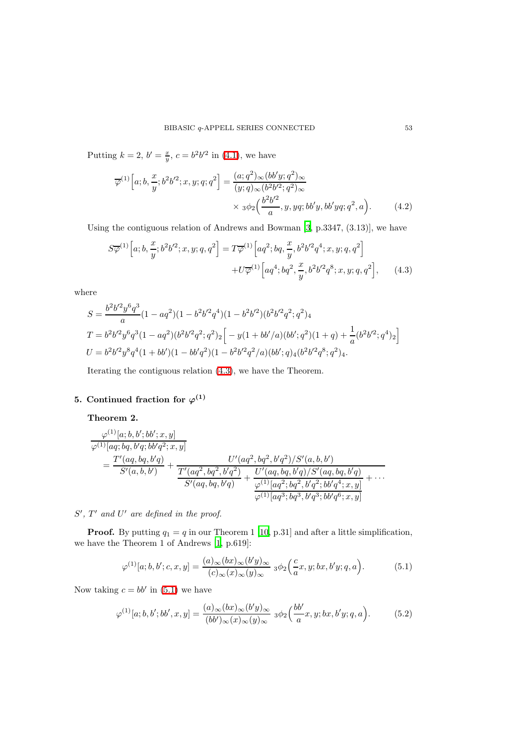Putting $k=2$, $b'=\frac{x}{y}$, $c=b^2b'^2$ in (4.1), we have

$$\overline{\varphi}^{(1)}\Big[a;b,\frac{x}{y};b^2b'^2;x,y;q;q^2\Big]=\frac{(a;q^2)_\infty(bb'y;q^2)_\infty}{(y;q)_\infty(b^2b'^2;q^2)_\infty}\times{}_3\phi_2\Big(\frac{b^2b'^2}{a},y,yq;bb'y,bb'yq;q^2,a\Big). \tag{4.2}$$

Using the contiguous relation of Andrews and Bowman [3, p.3347, (3.13)], we have

$$S\overline{\varphi}^{(1)}\Big[a;b,\frac{x}{y};b^2b'^2;x,y;q,q^2\Big]=T\overline{\varphi}^{(1)}\Big[aq^2;bq,\frac{x}{y},b^2b'^2q^4;x,y;q,q^2\Big]+U\overline{\varphi}^{(1)}\Big[aq^4;bq^2,\frac{x}{y},b^2b'^2q^8;x,y;q,q^2\Big], \tag{4.3}$$

where

$$S=\frac{b^2b'^2y^6q^3}{a}(1-aq^2)(1-b^2b'^2q^4)(1-b^2b'^2)(b^2b'^2q^2;q^2)_4$$

$$T=b^2b'^2y^6q^3(1-aq^2)(b^2b'^2q^2;q^2)_2\Big[-y(1+bb'/a)(bb';q^2)(1+q)+\frac{1}{a}(b^2b'^2;q^4)_2\Big]$$

$$U=b^2b'^2y^8q^4(1+bb')(1-bb'q^2)(1-b^2b'^2q^2/a)(bb';q)_4(b^2b'^2q^8;q^2)_4.$$

Iterating the contiguous relation (4.3), we have the Theorem.

## 5. Continued fraction for $\varphi^{(1)}$

**Theorem 2.**

$$\frac{\varphi^{(1)}[a;b,b';bb';x,y]}{\varphi^{(1)}[aq;bq,b'q;bb'q^2;x,y]}=\frac{T'(aq,bq,b'q)}{S'(a,b,b')}+\cfrac{U'(aq^2,bq^2,b'q^2)/S'(a,b,b')}{\cfrac{T'(aq^2,bq^2,b'q^2)}{S'(aq,bq,b'q)}+\cfrac{U'(aq,bq,b'q)/S'(aq,bq,b'q)}{\cfrac{\varphi^{(1)}[aq^2;bq^2,b'q^2;bb'q^4;x,y]}{\varphi^{(1)}[aq^3;bq^3,b'q^3;bb'q^6;x,y]}+\cdots}}$$

*$S'$, $T'$ and $U'$ are defined in the proof.*

**Proof.** By putting $q_1=q$ in our Theorem 1 [10, p.31] and after a little simplification, we have the Theorem 1 of Andrews [1, p.619]:

$$\varphi^{(1)}[a;b,b';c,x,y]=\frac{(a)_\infty(bx)_\infty(b'y)_\infty}{(c)_\infty(x)_\infty(y)_\infty}\ {}_3\phi_2\Big(\frac{c}{a}x,y;bx,b'y;q,a\Big). \tag{5.1}$$

Now taking $c=bb'$ in (5.1) we have

$$\varphi^{(1)}[a;b,b';bb',x,y]=\frac{(a)_\infty(bx)_\infty(b'y)_\infty}{(bb')_\infty(x)_\infty(y)_\infty}\ {}_3\phi_2\Big(\frac{bb'}{a}x,y;bx,b'y;q,a\Big). \tag{5.2}$$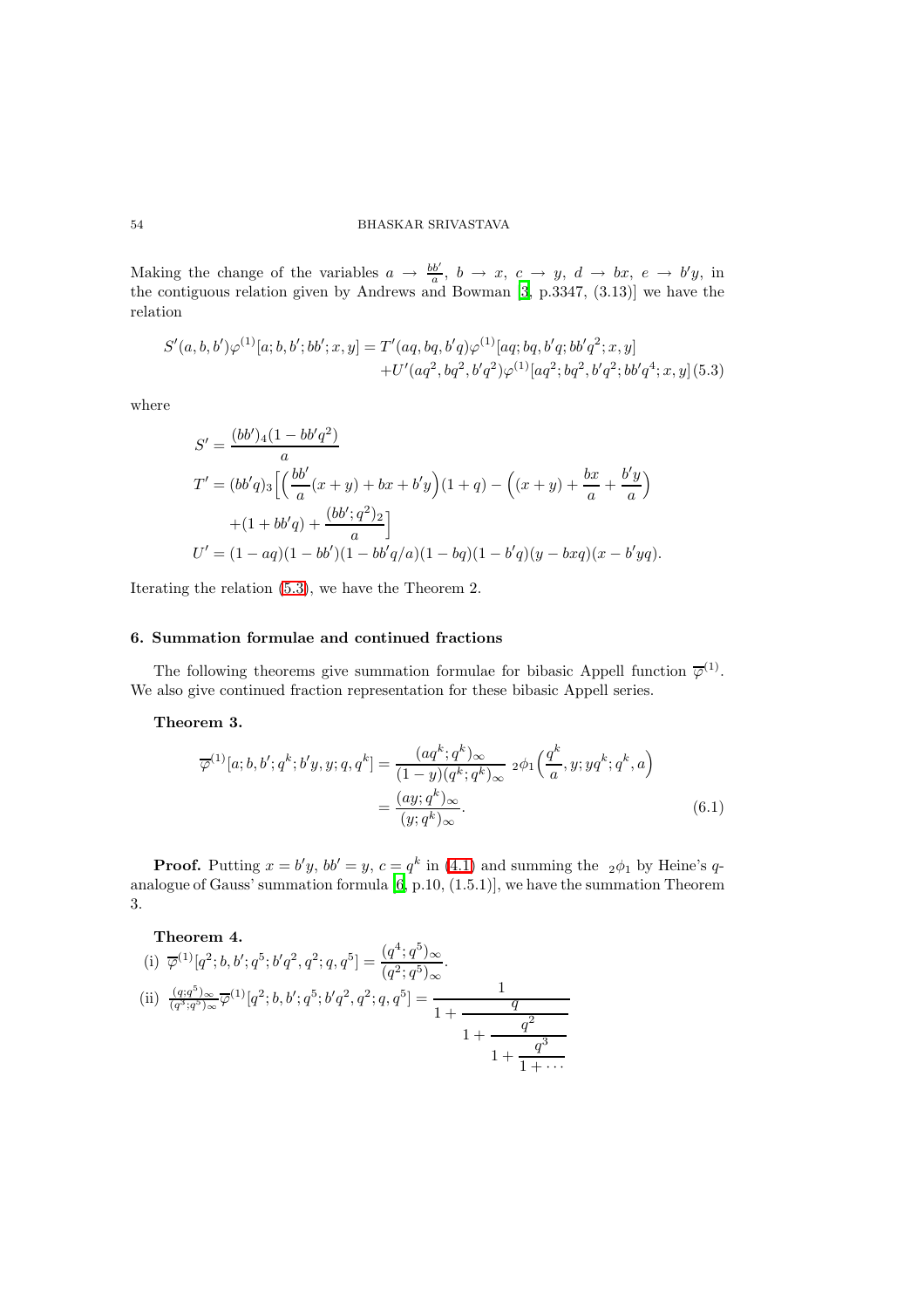Making the change of the variables $a \to \frac{bb'}{a}$, $b \to x$, $c \to y$, $d \to bx$, $e \to b'y$, in the contiguous relation given by Andrews and Bowman [3, p.3347, (3.13)] we have the relation

$$
\begin{aligned}
S'(a,b,b')\varphi^{(1)}[a;b,b';bb';x,y] &= T'(aq,bq,b'q)\varphi^{(1)}[aq;bq,b'q;bb'q^2;x,y] \\
&\quad + U'(aq^2,bq^2,b'q^2)\varphi^{(1)}[aq^2;bq^2,b'q^2;bb'q^4;x,y] \quad (5.3)
\end{aligned}
$$

where

$$
\begin{aligned}
S' &= \frac{(bb')_4(1-bb'q^2)}{a} \\
T' &= (bb'q)_3\Big[\Big(\frac{bb'}{a}(x+y)+bx+b'y\Big)(1+q) - \Big((x+y)+\frac{bx}{a}+\frac{b'y}{a}\Big) \\
&\quad +(1+bb'q)+\frac{(bb';q^2)_2}{a}\Big] \\
U' &= (1-aq)(1-bb')(1-bb'q/a)(1-bq)(1-b'q)(y-bxq)(x-b'yq).
\end{aligned}
$$

Iterating the relation (5.3), we have the Theorem 2.

## 6. Summation formulae and continued fractions

The following theorems give summation formulae for bibasic Appell function $\overline{\varphi}^{(1)}$. We also give continued fraction representation for these bibasic Appell series.

**Theorem 3.**

$$
\begin{aligned}
\overline{\varphi}^{(1)}[a;b,b';q^k;b'y,y;q,q^k] &= \frac{(aq^k;q^k)_\infty}{(1-y)(q^k;q^k)_\infty}\ {}_2\phi_1\Big(\frac{q^k}{a},y;yq^k;q^k,a\Big) \\
&= \frac{(ay;q^k)_\infty}{(y;q^k)_\infty}. \quad (6.1)
\end{aligned}
$$

**Proof.** Putting $x = b'y$, $bb' = y$, $c = q^k$ in (4.1) and summing the ${}_2\phi_1$ by Heine's $q$-analogue of Gauss' summation formula [6, p.10, (1.5.1)], we have the summation Theorem 3.

**Theorem 4.**

(i) $\overline{\varphi}^{(1)}[q^2;b,b';q^5;b'q^2,q^2;q,q^5] = \dfrac{(q^4;q^5)_\infty}{(q^2;q^5)_\infty}$.

(ii) $\dfrac{(q;q^5)_\infty}{(q^3;q^5)_\infty}\overline{\varphi}^{(1)}[q^2;b,b';q^5;b'q^2,q^2;q,q^5] = \cfrac{1}{1+\cfrac{q}{1+\cfrac{q^2}{1+\cfrac{q^3}{1+\cdots}}}}$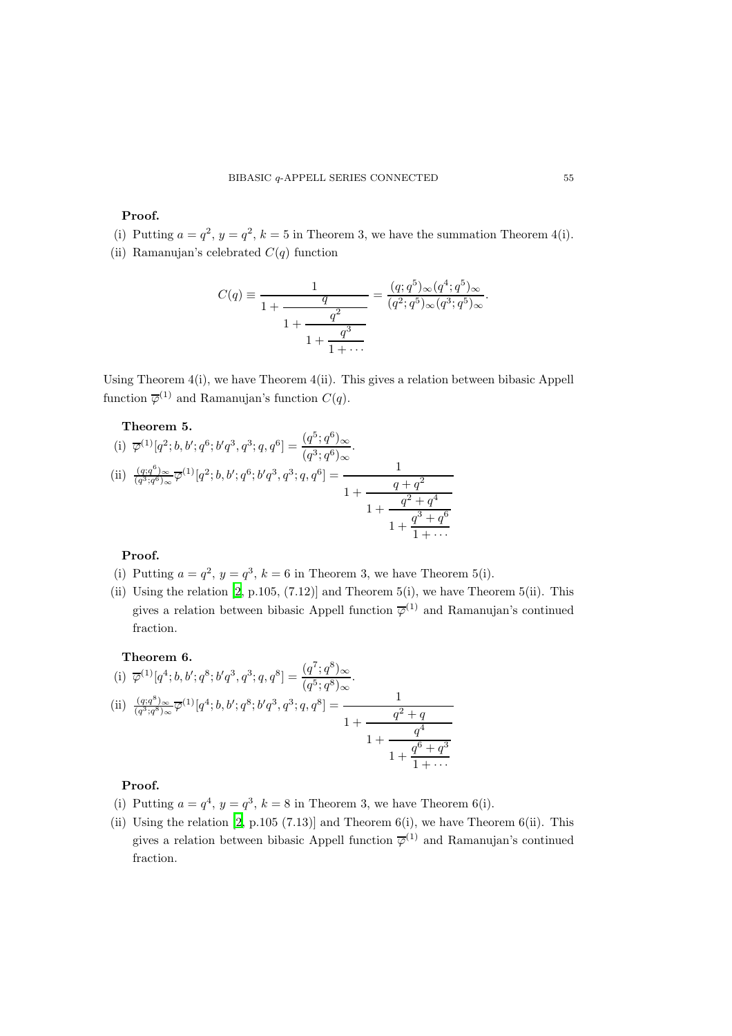**Proof.**

(i) Putting $a = q^2$, $y = q^2$, $k = 5$ in Theorem 3, we have the summation Theorem 4(i).

(ii) Ramanujan's celebrated $C(q)$ function

$$C(q) \equiv \cfrac{1}{1+\cfrac{q}{1+\cfrac{q^2}{1+\cfrac{q^3}{1+\cdots}}}} = \frac{(q;q^5)_\infty (q^4;q^5)_\infty}{(q^2;q^5)_\infty (q^3;q^5)_\infty}.$$

Using Theorem 4(i), we have Theorem 4(ii). This gives a relation between bibasic Appell function $\overline{\varphi}^{(1)}$ and Ramanujan's function $C(q)$.

**Theorem 5.**

(i) $\overline{\varphi}^{(1)}[q^2; b, b'; q^6; b'q^3, q^3; q, q^6] = \dfrac{(q^5;q^6)_\infty}{(q^3;q^6)_\infty}.$

(ii) $\frac{(q;q^6)_\infty}{(q^3;q^6)_\infty}\overline{\varphi}^{(1)}[q^2; b, b'; q^6; b'q^3, q^3; q, q^6] = \cfrac{1}{1+\cfrac{q+q^2}{1+\cfrac{q^2+q^4}{1+\cfrac{q^3+q^6}{1+\cdots}}}}$

**Proof.**

(i) Putting $a = q^2$, $y = q^3$, $k = 6$ in Theorem 3, we have Theorem 5(i).

(ii) Using the relation [2, p.105, (7.12)] and Theorem 5(i), we have Theorem 5(ii). This gives a relation between bibasic Appell function $\overline{\varphi}^{(1)}$ and Ramanujan's continued fraction.

**Theorem 6.**

(i) $\overline{\varphi}^{(1)}[q^4; b, b'; q^8; b'q^3, q^3; q, q^8] = \dfrac{(q^7;q^8)_\infty}{(q^5;q^8)_\infty}.$

(ii) $\frac{(q;q^8)_\infty}{(q^3;q^8)_\infty}\overline{\varphi}^{(1)}[q^4; b, b'; q^8; b'q^3, q^3; q, q^8] = \cfrac{1}{1+\cfrac{q^2+q}{1+\cfrac{q^4}{1+\cfrac{q^6+q^3}{1+\cdots}}}}$

**Proof.**

(i) Putting $a = q^4$, $y = q^3$, $k = 8$ in Theorem 3, we have Theorem 6(i).

(ii) Using the relation [2, p.105 (7.13)] and Theorem 6(i), we have Theorem 6(ii). This gives a relation between bibasic Appell function $\overline{\varphi}^{(1)}$ and Ramanujan's continued fraction.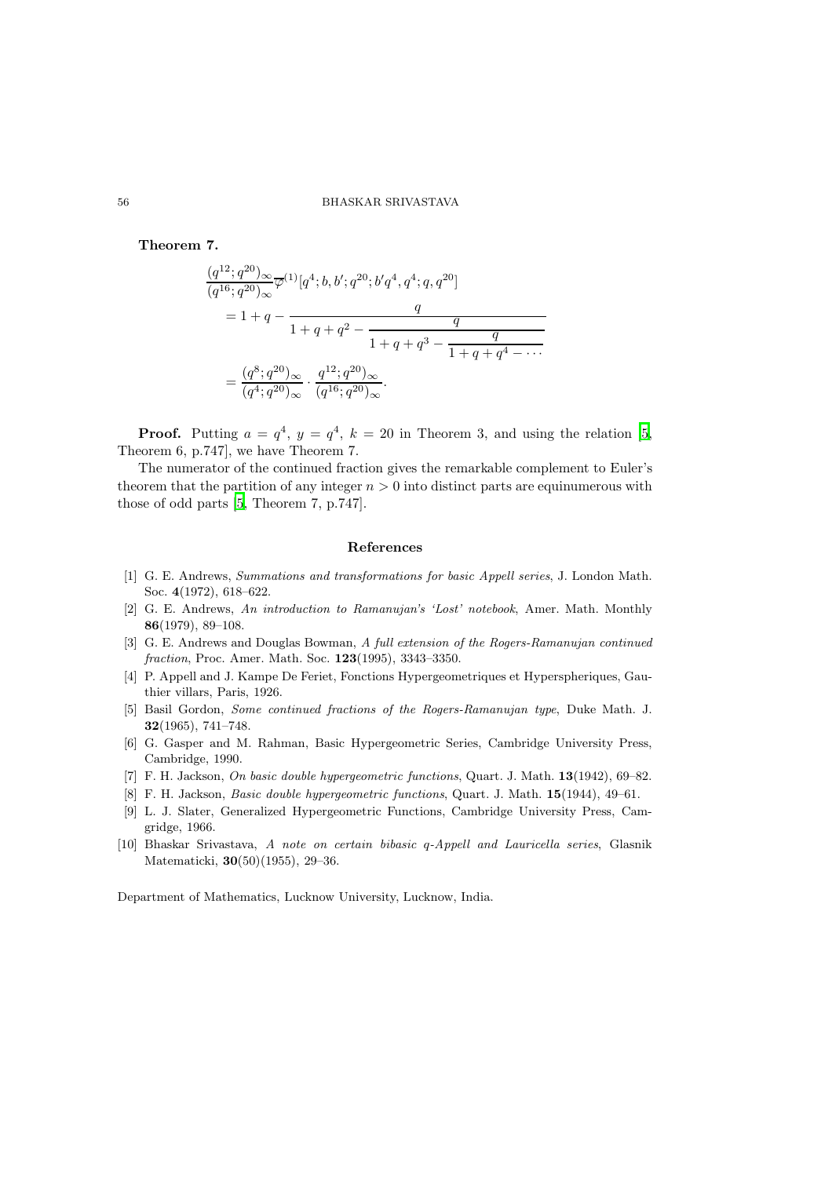**Theorem 7.**

$$
\begin{aligned}
&\frac{(q^{12};q^{20})_\infty}{(q^{16};q^{20})_\infty}\overline{\varphi}^{(1)}[q^4;b,b';q^{20};b'q^4,q^4;q,q^{20}]\\
&= 1+q-\cfrac{q}{1+q+q^2-\cfrac{q}{1+q+q^3-\cfrac{q}{1+q+q^4-\cdots}}}\\
&= \frac{(q^8;q^{20})_\infty}{(q^4;q^{20})_\infty}\cdot\frac{(q^{12};q^{20})_\infty}{(q^{16};q^{20})_\infty}.
\end{aligned}
$$

**Proof.** Putting $a = q^4$, $y = q^4$, $k = 20$ in Theorem 3, and using the relation [5, Theorem 6, p.747], we have Theorem 7.

The numerator of the continued fraction gives the remarkable complement to Euler's theorem that the partition of any integer $n > 0$ into distinct parts are equinumerous with those of odd parts [5, Theorem 7, p.747].

## References

[1] G. E. Andrews, *Summations and transformations for basic Appell series*, J. London Math. Soc. **4**(1972), 618–622.

[2] G. E. Andrews, *An introduction to Ramanujan's 'Lost' notebook*, Amer. Math. Monthly **86**(1979), 89–108.

[3] G. E. Andrews and Douglas Bowman, *A full extension of the Rogers-Ramanujan continued fraction*, Proc. Amer. Math. Soc. **123**(1995), 3343–3350.

[4] P. Appell and J. Kampe De Feriet, Fonctions Hypergeometriques et Hyperspheriques, Gauthier villars, Paris, 1926.

[5] Basil Gordon, *Some continued fractions of the Rogers-Ramanujan type*, Duke Math. J. **32**(1965), 741–748.

[6] G. Gasper and M. Rahman, Basic Hypergeometric Series, Cambridge University Press, Cambridge, 1990.

[7] F. H. Jackson, *On basic double hypergeometric functions*, Quart. J. Math. **13**(1942), 69–82.

[8] F. H. Jackson, *Basic double hypergeometric functions*, Quart. J. Math. **15**(1944), 49–61.

[9] L. J. Slater, Generalized Hypergeometric Functions, Cambridge University Press, Camgridge, 1966.

[10] Bhaskar Srivastava, *A note on certain bibasic q-Appell and Lauricella series*, Glasnik Matematicki, **30**(50)(1955), 29–36.

Department of Mathematics, Lucknow University, Lucknow, India.